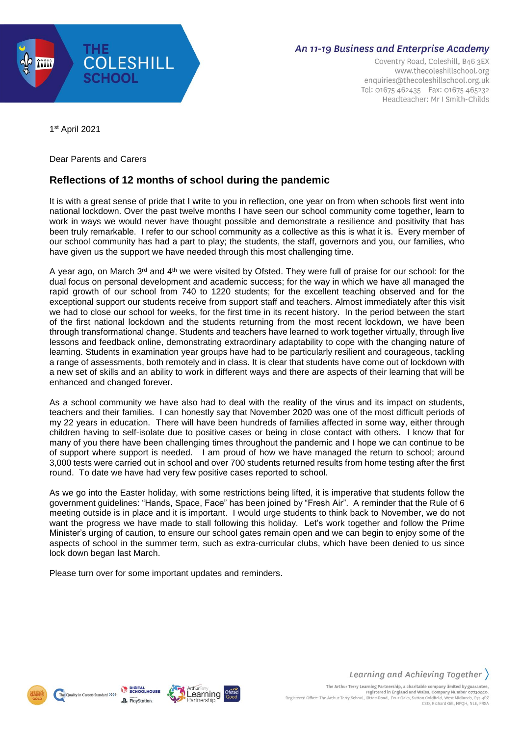# THE COLESHILL SCHOOL

*An 11-19 Business and Enterprise Academy*

Coventry Road, Coleshill, B46 3EX
www.thecoleshillschool.org
enquiries@thecoleshillschool.org.uk
Tel: 01675 462435 Fax: 01675 465232
Headteacher: Mr I Smith-Childs

1st April 2021

Dear Parents and Carers

## Reflections of 12 months of school during the pandemic

It is with a great sense of pride that I write to you in reflection, one year on from when schools first went into national lockdown. Over the past twelve months I have seen our school community come together, learn to work in ways we would never have thought possible and demonstrate a resilience and positivity that has been truly remarkable. I refer to our school community as a collective as this is what it is. Every member of our school community has had a part to play; the students, the staff, governors and you, our families, who have given us the support we have needed through this most challenging time.

A year ago, on March 3rd and 4th we were visited by Ofsted. They were full of praise for our school: for the dual focus on personal development and academic success; for the way in which we have all managed the rapid growth of our school from 740 to 1220 students; for the excellent teaching observed and for the exceptional support our students receive from support staff and teachers. Almost immediately after this visit we had to close our school for weeks, for the first time in its recent history. In the period between the start of the first national lockdown and the students returning from the most recent lockdown, we have been through transformational change. Students and teachers have learned to work together virtually, through live lessons and feedback online, demonstrating extraordinary adaptability to cope with the changing nature of learning. Students in examination year groups have had to be particularly resilient and courageous, tackling a range of assessments, both remotely and in class. It is clear that students have come out of lockdown with a new set of skills and an ability to work in different ways and there are aspects of their learning that will be enhanced and changed forever.

As a school community we have also had to deal with the reality of the virus and its impact on students, teachers and their families. I can honestly say that November 2020 was one of the most difficult periods of my 22 years in education. There will have been hundreds of families affected in some way, either through children having to self-isolate due to positive cases or being in close contact with others. I know that for many of you there have been challenging times throughout the pandemic and I hope we can continue to be of support where support is needed. I am proud of how we have managed the return to school; around 3,000 tests were carried out in school and over 700 students returned results from home testing after the first round. To date we have had very few positive cases reported to school.

As we go into the Easter holiday, with some restrictions being lifted, it is imperative that students follow the government guidelines: "Hands, Space, Face" has been joined by "Fresh Air". A reminder that the Rule of 6 meeting outside is in place and it is important. I would urge students to think back to November, we do not want the progress we have made to stall following this holiday. Let's work together and follow the Prime Minister's urging of caution, to ensure our school gates remain open and we can begin to enjoy some of the aspects of school in the summer term, such as extra-curricular clubs, which have been denied to us since lock down began last March.

Please turn over for some important updates and reminders.

*Learning and Achieving Together*

The Arthur Terry Learning Partnership, a charitable company limited by guarantee, registered in England and Wales, Company Number 07730920. Registered Office: The Arthur Terry School, Kittoe Road, Four Oaks, Sutton Coldfield, West Midlands, B74 4RZ
CEO, Richard Gill, NPQH, NLE, FRSA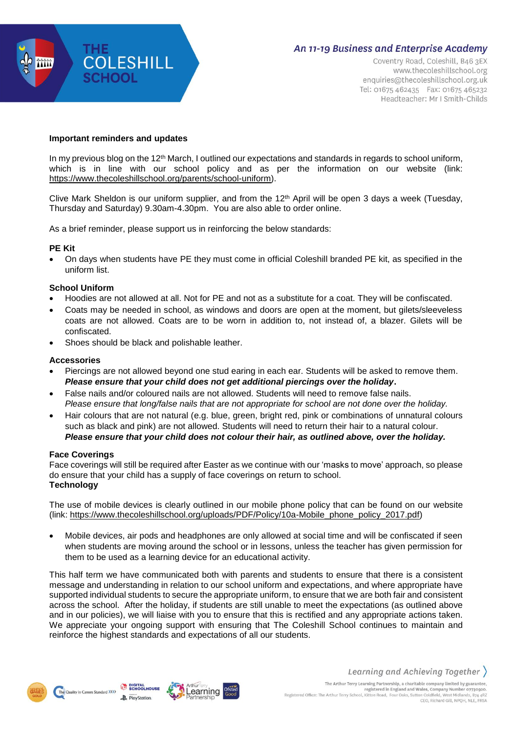**Important reminders and updates**

In my previous blog on the 12th March, I outlined our expectations and standards in regards to school uniform, which is in line with our school policy and as per the information on our website (link: https://www.thecoleshillschool.org/parents/school-uniform).

Clive Mark Sheldon is our uniform supplier, and from the 12th April will be open 3 days a week (Tuesday, Thursday and Saturday) 9.30am-4.30pm. You are also able to order online.

As a brief reminder, please support us in reinforcing the below standards:

**PE Kit**

- On days when students have PE they must come in official Coleshill branded PE kit, as specified in the uniform list.

**School Uniform**

- Hoodies are not allowed at all. Not for PE and not as a substitute for a coat. They will be confiscated.
- Coats may be needed in school, as windows and doors are open at the moment, but gilets/sleeveless coats are not allowed. Coats are to be worn in addition to, not instead of, a blazer. Gilets will be confiscated.
- Shoes should be black and polishable leather.

**Accessories**

- Piercings are not allowed beyond one stud earing in each ear. Students will be asked to remove them. ***Please ensure that your child does not get additional piercings over the holiday.***
- False nails and/or coloured nails are not allowed. Students will need to remove false nails. *Please ensure that long/false nails that are not appropriate for school are not done over the holiday.*
- Hair colours that are not natural (e.g. blue, green, bright red, pink or combinations of unnatural colours such as black and pink) are not allowed. Students will need to return their hair to a natural colour. ***Please ensure that your child does not colour their hair, as outlined above, over the holiday.***

**Face Coverings**

Face coverings will still be required after Easter as we continue with our 'masks to move' approach, so please do ensure that your child has a supply of face coverings on return to school.

**Technology**

The use of mobile devices is clearly outlined in our mobile phone policy that can be found on our website (link: https://www.thecoleshillschool.org/uploads/PDF/Policy/10a-Mobile_phone_policy_2017.pdf)

- Mobile devices, air pods and headphones are only allowed at social time and will be confiscated if seen when students are moving around the school or in lessons, unless the teacher has given permission for them to be used as a learning device for an educational activity.

This half term we have communicated both with parents and students to ensure that there is a consistent message and understanding in relation to our school uniform and expectations, and where appropriate have supported individual students to secure the appropriate uniform, to ensure that we are both fair and consistent across the school. After the holiday, if students are still unable to meet the expectations (as outlined above and in our policies), we will liaise with you to ensure that this is rectified and any appropriate actions taken. We appreciate your ongoing support with ensuring that The Coleshill School continues to maintain and reinforce the highest standards and expectations of all our students.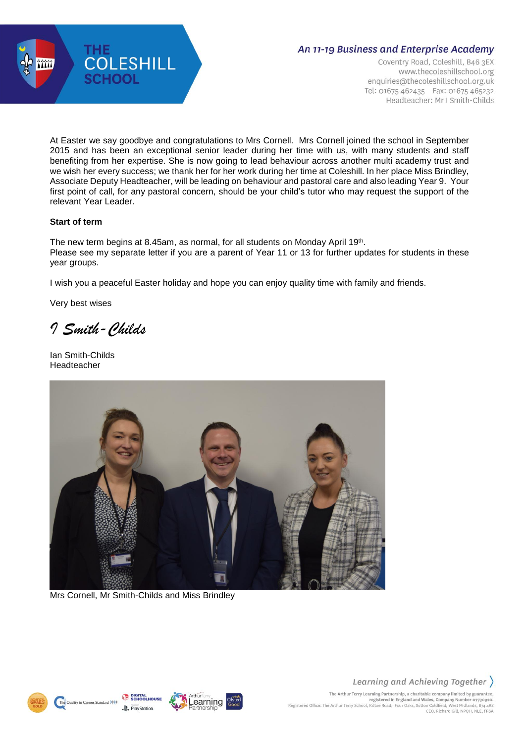At Easter we say goodbye and congratulations to Mrs Cornell. Mrs Cornell joined the school in September 2015 and has been an exceptional senior leader during her time with us, with many students and staff benefiting from her expertise. She is now going to lead behaviour across another multi academy trust and we wish her every success; we thank her for her work during her time at Coleshill. In her place Miss Brindley, Associate Deputy Headteacher, will be leading on behaviour and pastoral care and also leading Year 9. Your first point of call, for any pastoral concern, should be your child's tutor who may request the support of the relevant Year Leader.

**Start of term**

The new term begins at 8.45am, as normal, for all students on Monday April 19th.
Please see my separate letter if you are a parent of Year 11 or 13 for further updates for students in these year groups.

I wish you a peaceful Easter holiday and hope you can enjoy quality time with family and friends.

Very best wises

*I Smith-Childs*

Ian Smith-Childs
Headteacher

Mrs Cornell, Mr Smith-Childs and Miss Brindley